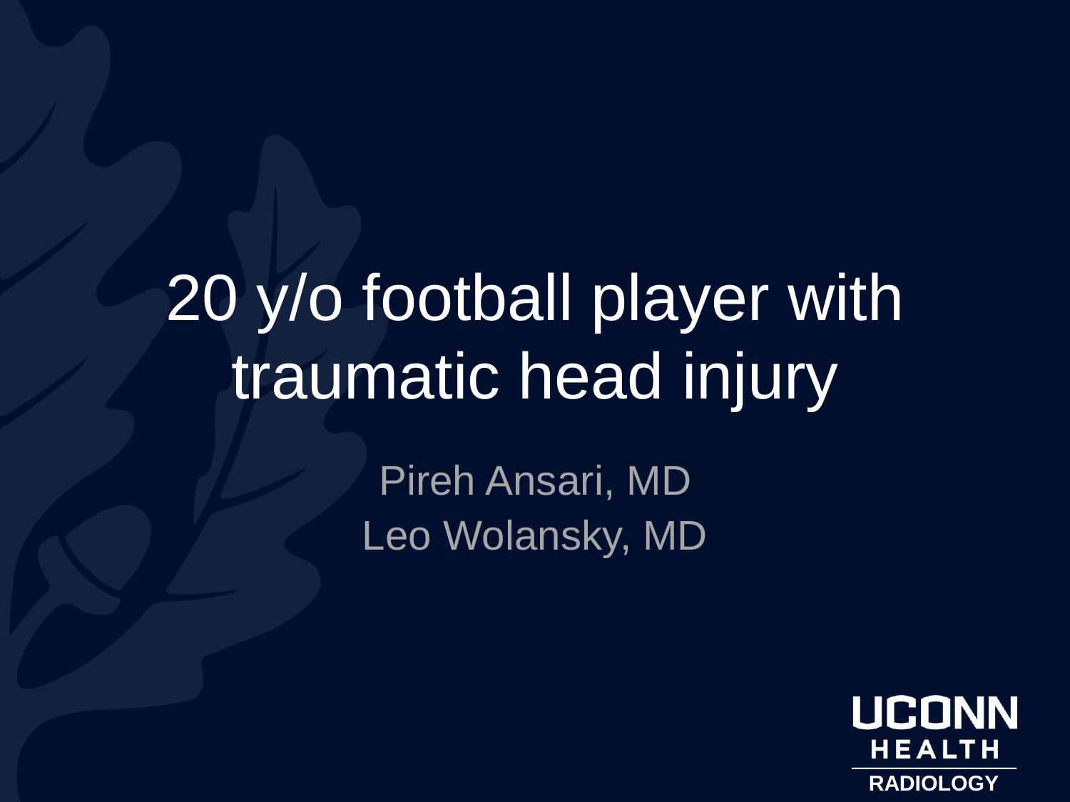# 20 y/o football player with traumatic head injury

Pireh Ansari, MD

Leo Wolansky, MD

UCONN HEALTH

RADIOLOGY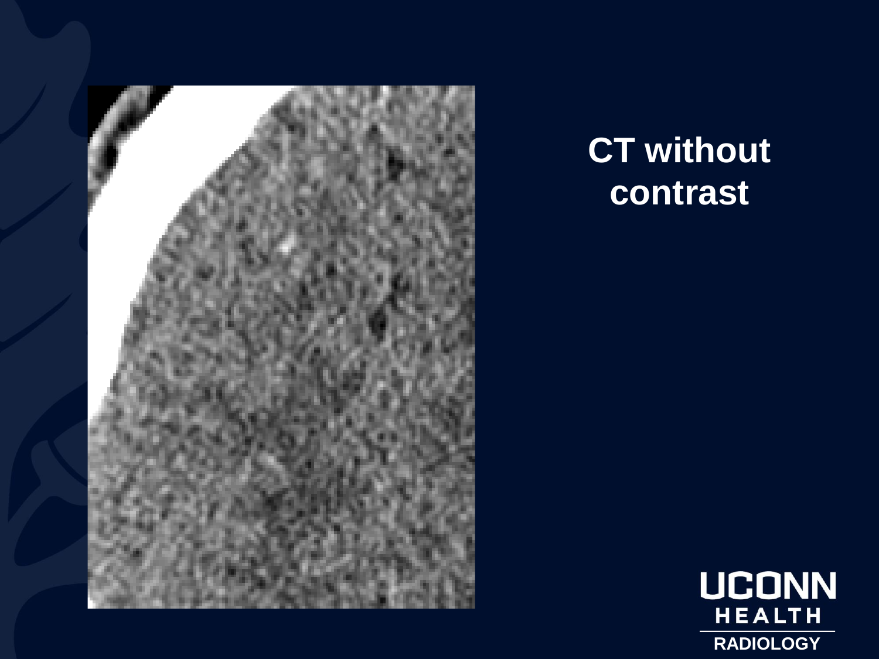CT without contrast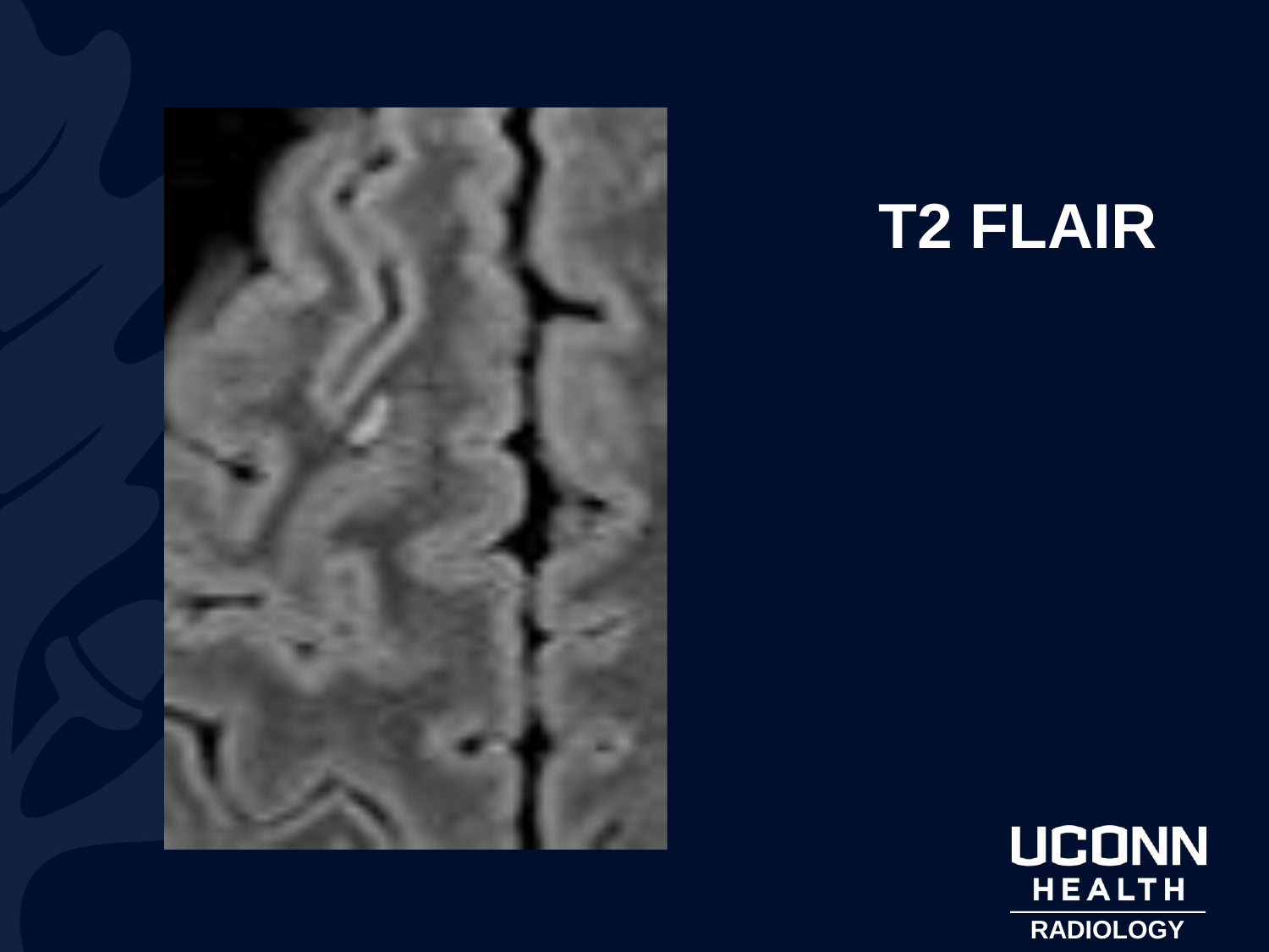# T2 FLAIR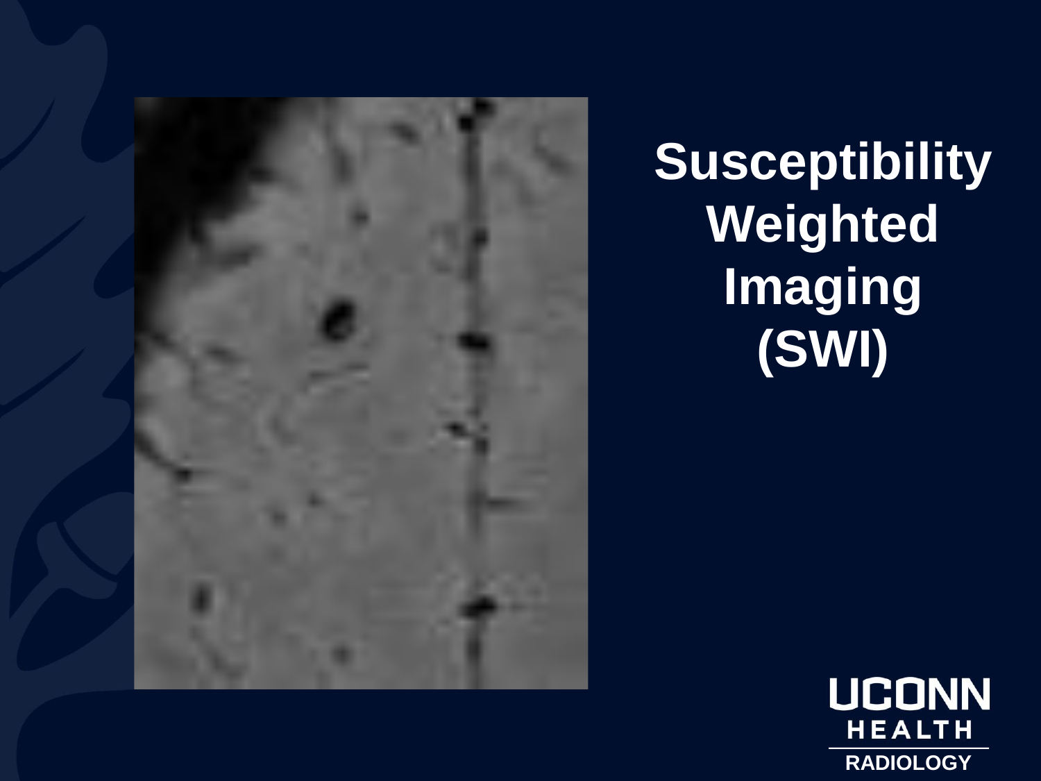# Susceptibility Weighted Imaging (SWI)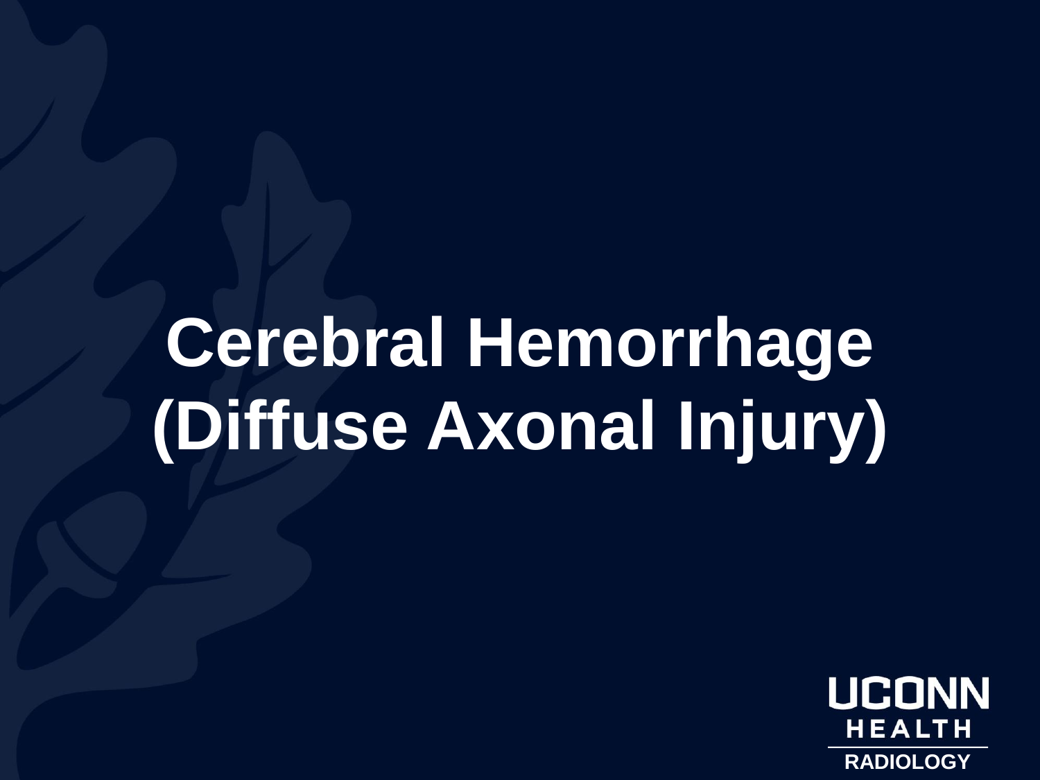# Cerebral Hemorrhage (Diffuse Axonal Injury)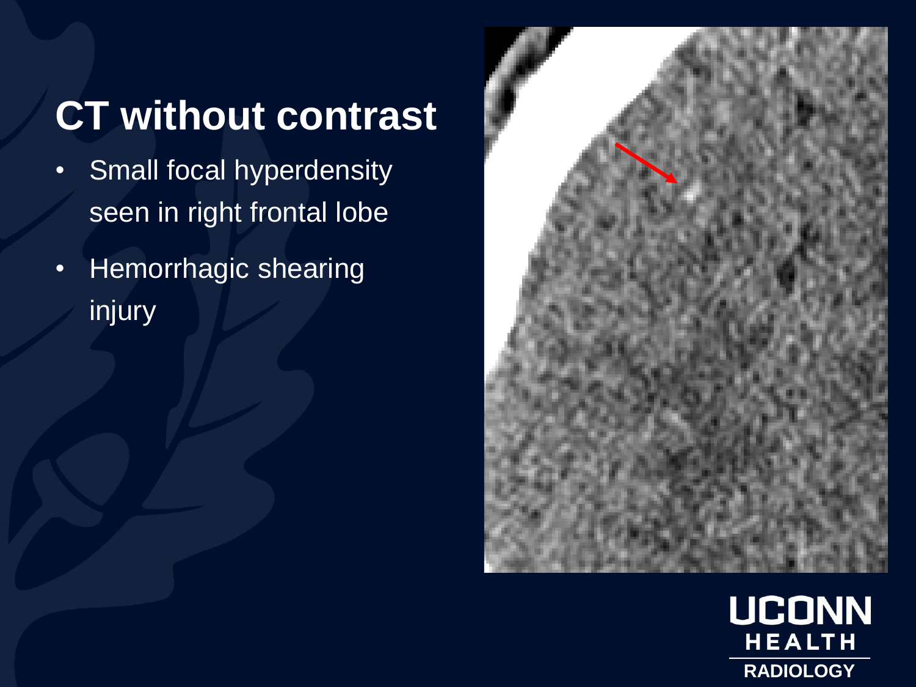# CT without contrast

- Small focal hyperdensity seen in right frontal lobe
- Hemorrhagic shearing injury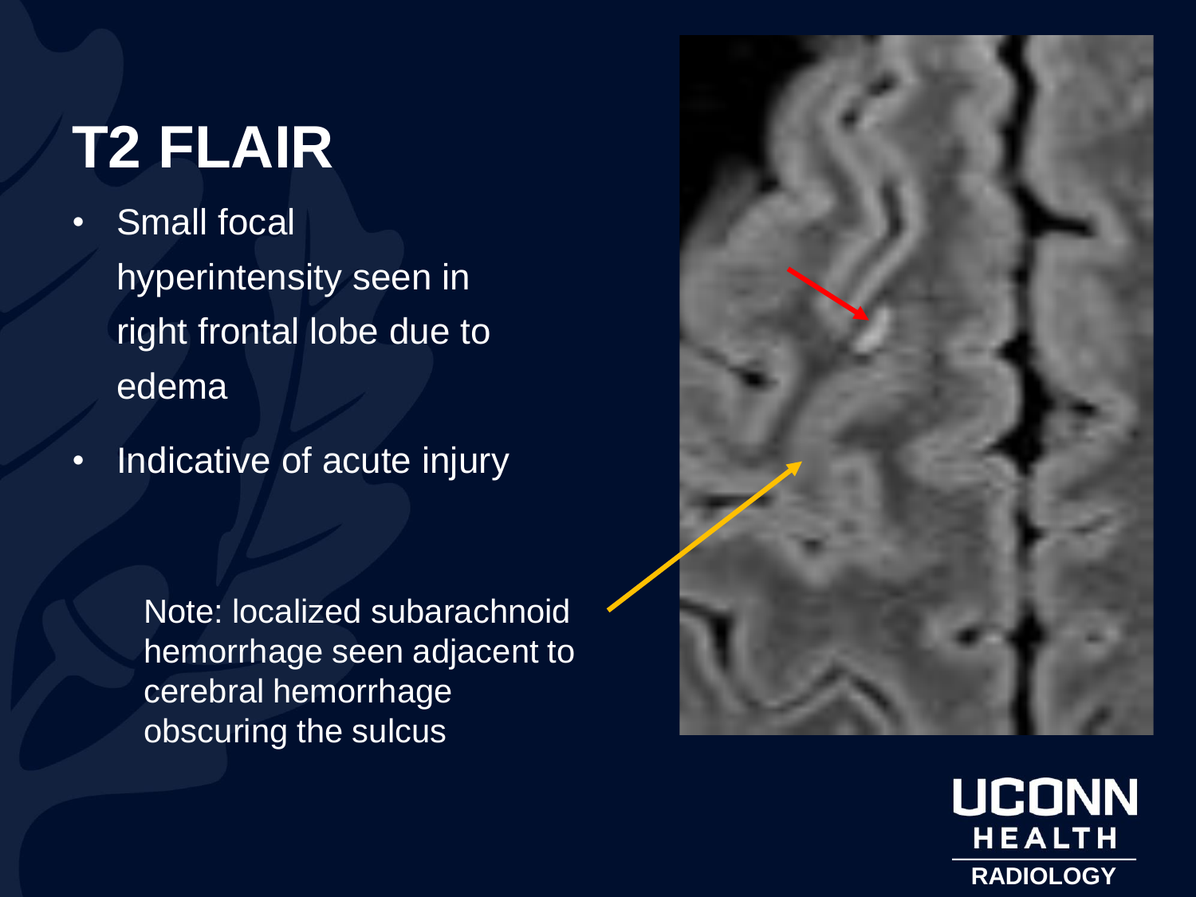# T2 FLAIR

- Small focal hyperintensity seen in right frontal lobe due to edema
- Indicative of acute injury

Note: localized subarachnoid hemorrhage seen adjacent to cerebral hemorrhage obscuring the sulcus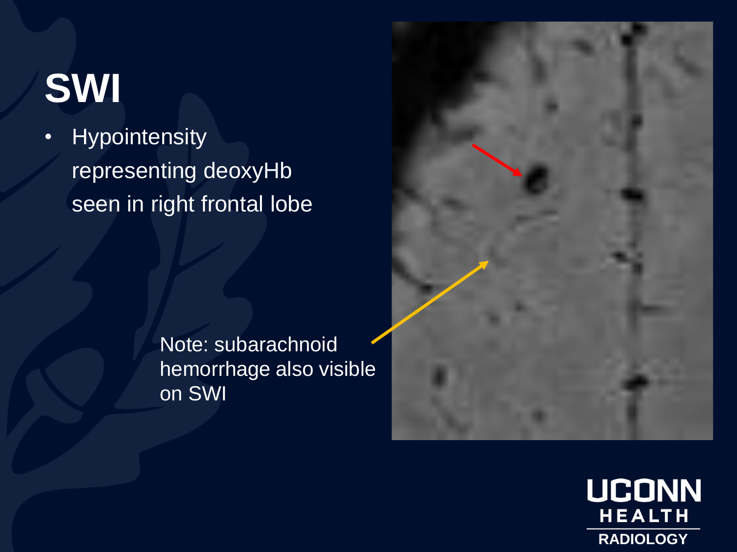# SWI

- Hypointensity representing deoxyHb seen in right frontal lobe

Note: subarachnoid hemorrhage also visible on SWI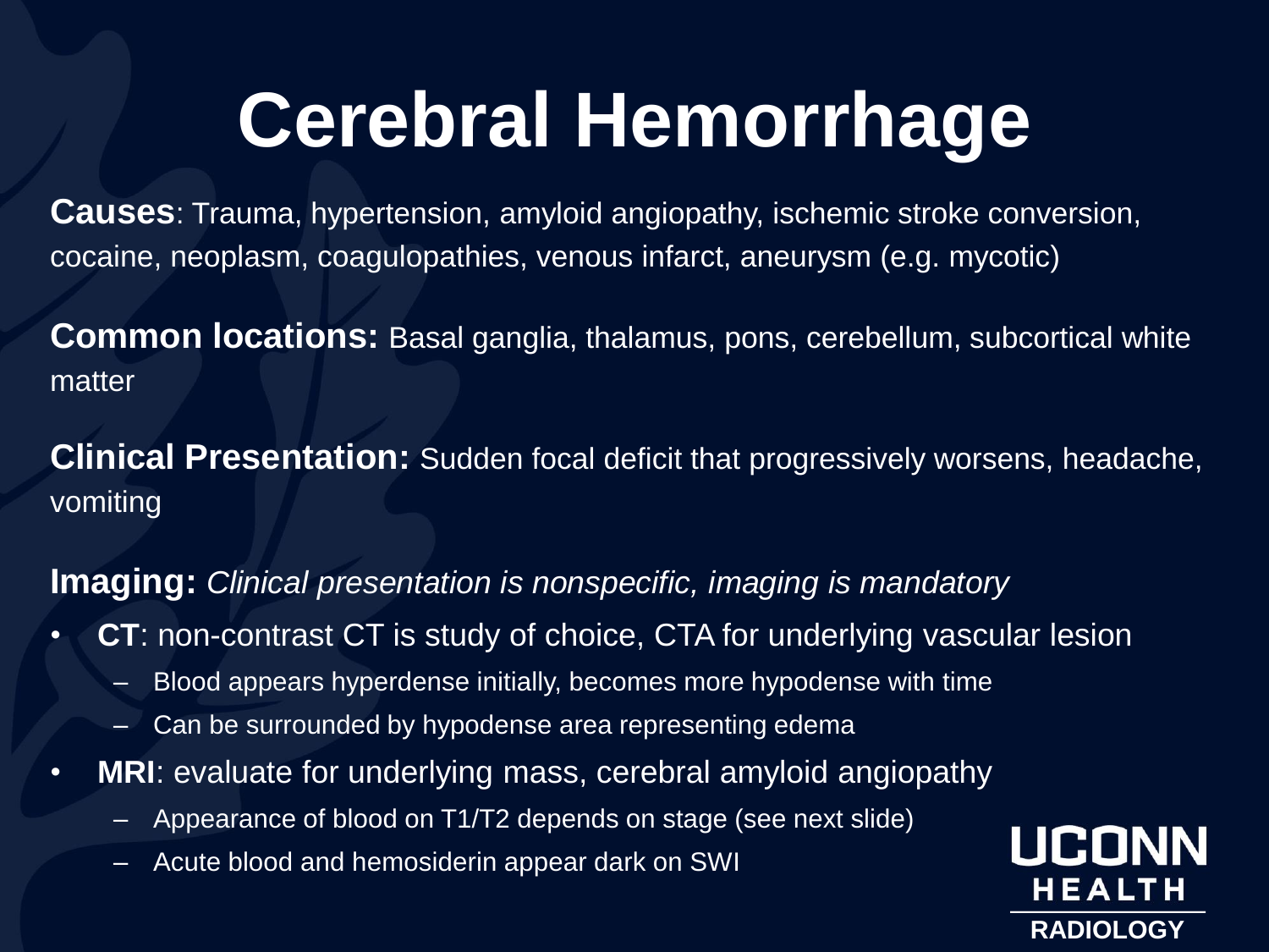# Cerebral Hemorrhage

**Causes**: Trauma, hypertension, amyloid angiopathy, ischemic stroke conversion, cocaine, neoplasm, coagulopathies, venous infarct, aneurysm (e.g. mycotic)

**Common locations:** Basal ganglia, thalamus, pons, cerebellum, subcortical white matter

**Clinical Presentation:** Sudden focal deficit that progressively worsens, headache, vomiting

**Imaging:** *Clinical presentation is nonspecific, imaging is mandatory*

- **CT**: non-contrast CT is study of choice, CTA for underlying vascular lesion
  - Blood appears hyperdense initially, becomes more hypodense with time
  - Can be surrounded by hypodense area representing edema
- **MRI**: evaluate for underlying mass, cerebral amyloid angiopathy
  - Appearance of blood on T1/T2 depends on stage (see next slide)
  - Acute blood and hemosiderin appear dark on SWI

UCONN HEALTH RADIOLOGY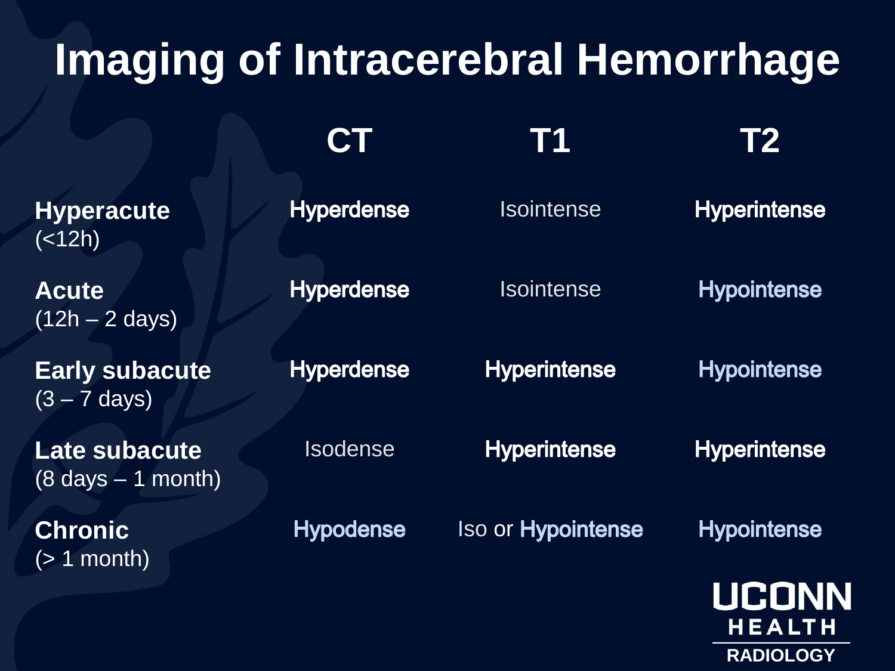# Imaging of Intracerebral Hemorrhage

| | CT | T1 | T2 |
|---|---|---|---|
| **Hyperacute** (<12h) | **Hyperdense** | Isointense | **Hyperintense** |
| **Acute** (12h – 2 days) | **Hyperdense** | Isointense | **Hypointense** |
| **Early subacute** (3 – 7 days) | **Hyperdense** | **Hyperintense** | **Hypointense** |
| **Late subacute** (8 days – 1 month) | Isodense | **Hyperintense** | **Hyperintense** |
| **Chronic** (> 1 month) | **Hypodense** | Iso or **Hypointense** | **Hypointense** |

UCONN HEALTH RADIOLOGY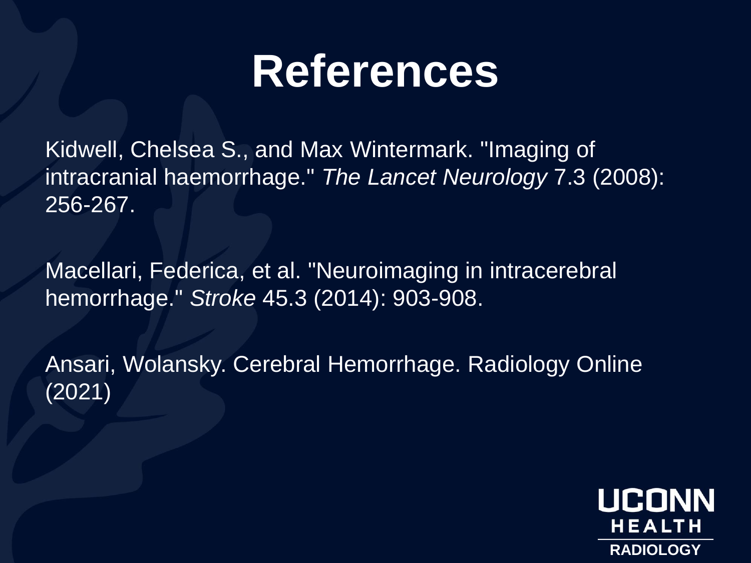# References

Kidwell, Chelsea S., and Max Wintermark. "Imaging of intracranial haemorrhage." *The Lancet Neurology* 7.3 (2008): 256-267.

Macellari, Federica, et al. "Neuroimaging in intracerebral hemorrhage." *Stroke* 45.3 (2014): 903-908.

Ansari, Wolansky. Cerebral Hemorrhage. Radiology Online (2021)

UCONN HEALTH RADIOLOGY